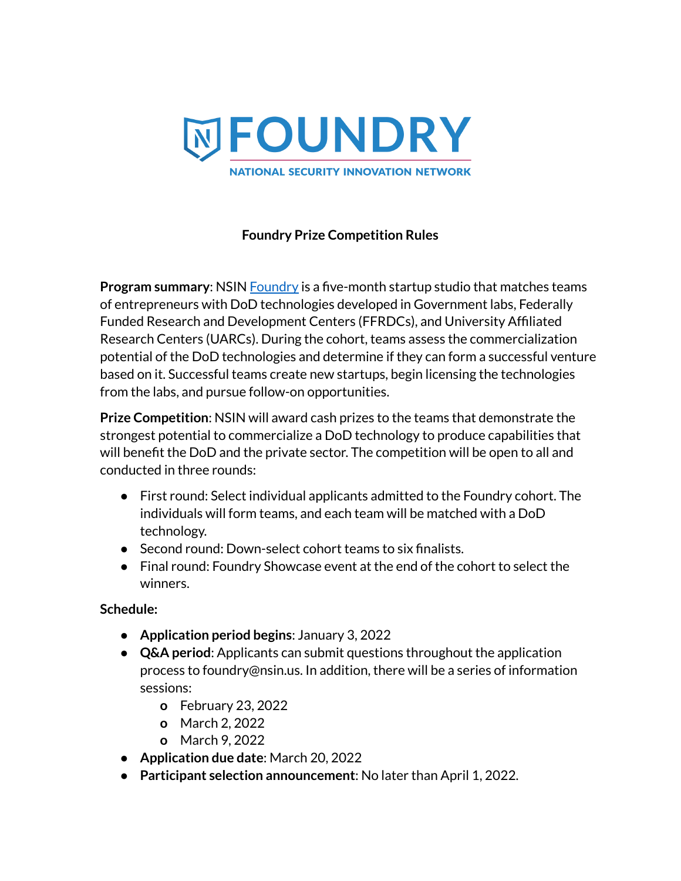# FOUNDRY

NATIONAL SECURITY INNOVATION NETWORK

## Foundry Prize Competition Rules

**Program summary**: NSIN Foundry is a five-month startup studio that matches teams of entrepreneurs with DoD technologies developed in Government labs, Federally Funded Research and Development Centers (FFRDCs), and University Affiliated Research Centers (UARCs). During the cohort, teams assess the commercialization potential of the DoD technologies and determine if they can form a successful venture based on it. Successful teams create new startups, begin licensing the technologies from the labs, and pursue follow-on opportunities.

**Prize Competition**: NSIN will award cash prizes to the teams that demonstrate the strongest potential to commercialize a DoD technology to produce capabilities that will benefit the DoD and the private sector. The competition will be open to all and conducted in three rounds:

- First round: Select individual applicants admitted to the Foundry cohort. The individuals will form teams, and each team will be matched with a DoD technology.
- Second round: Down-select cohort teams to six finalists.
- Final round: Foundry Showcase event at the end of the cohort to select the winners.

**Schedule:**

- **Application period begins**: January 3, 2022
- **Q&A period**: Applicants can submit questions throughout the application process to foundry@nsin.us. In addition, there will be a series of information sessions:
  - February 23, 2022
  - March 2, 2022
  - March 9, 2022
- **Application due date**: March 20, 2022
- **Participant selection announcement**: No later than April 1, 2022.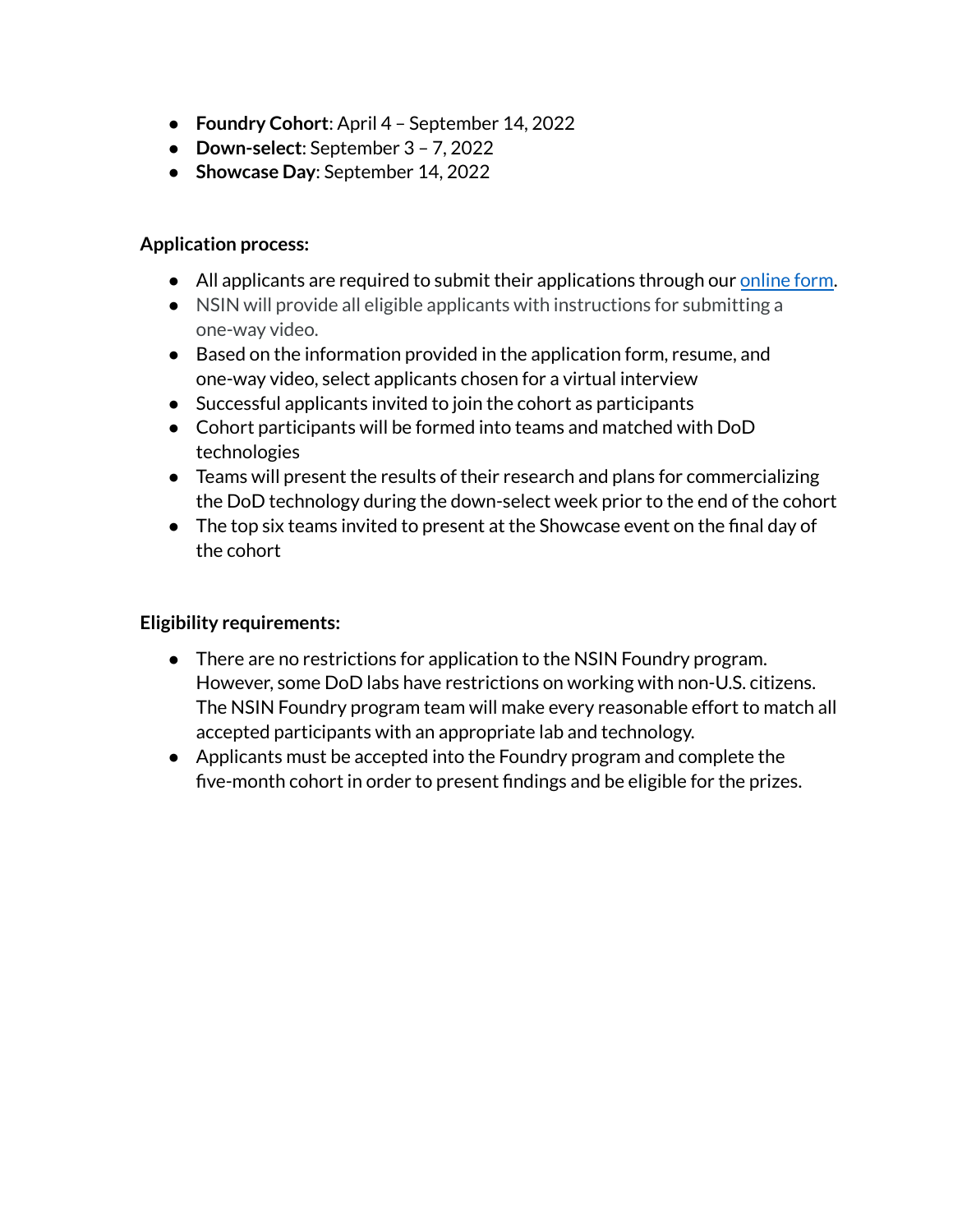- **Foundry Cohort**: April 4 – September 14, 2022
- **Down-select**: September 3 – 7, 2022
- **Showcase Day**: September 14, 2022

**Application process:**

- All applicants are required to submit their applications through our [online form](online form).
- NSIN will provide all eligible applicants with instructions for submitting a one-way video.
- Based on the information provided in the application form, resume, and one-way video, select applicants chosen for a virtual interview
- Successful applicants invited to join the cohort as participants
- Cohort participants will be formed into teams and matched with DoD technologies
- Teams will present the results of their research and plans for commercializing the DoD technology during the down-select week prior to the end of the cohort
- The top six teams invited to present at the Showcase event on the final day of the cohort

**Eligibility requirements:**

- There are no restrictions for application to the NSIN Foundry program. However, some DoD labs have restrictions on working with non-U.S. citizens. The NSIN Foundry program team will make every reasonable effort to match all accepted participants with an appropriate lab and technology.
- Applicants must be accepted into the Foundry program and complete the five-month cohort in order to present findings and be eligible for the prizes.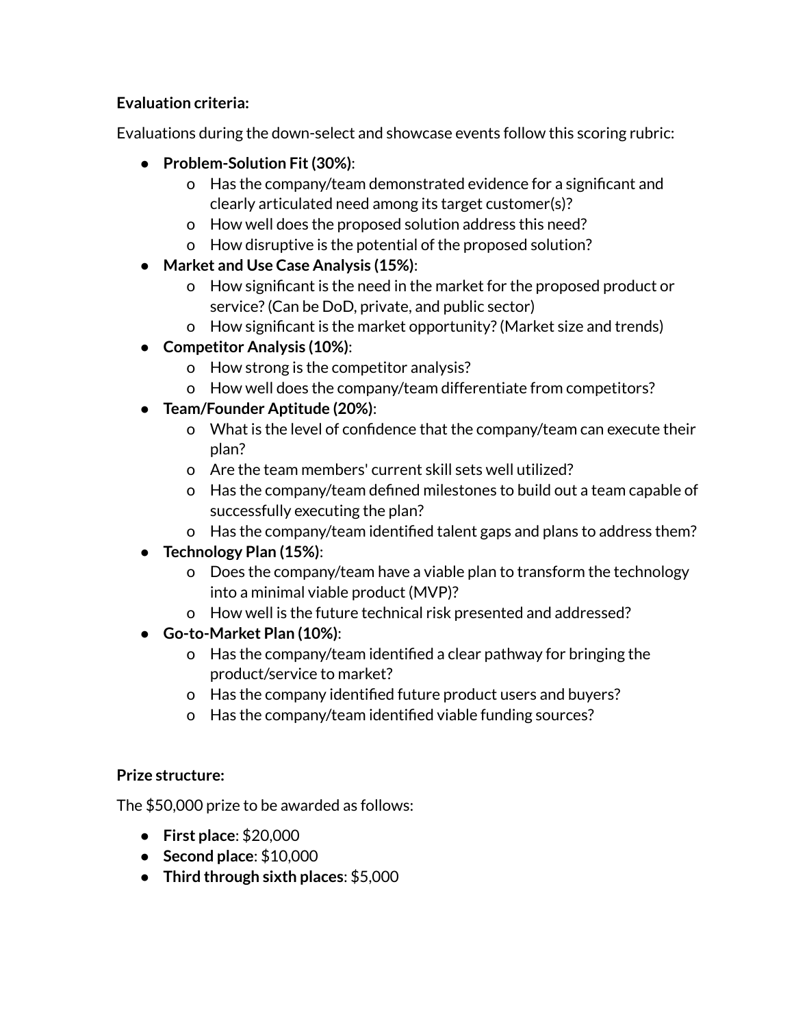**Evaluation criteria:**

Evaluations during the down-select and showcase events follow this scoring rubric:

- **Problem-Solution Fit (30%)**:
  - o Has the company/team demonstrated evidence for a significant and clearly articulated need among its target customer(s)?
  - o How well does the proposed solution address this need?
  - o How disruptive is the potential of the proposed solution?
- **Market and Use Case Analysis (15%)**:
  - o How significant is the need in the market for the proposed product or service? (Can be DoD, private, and public sector)
  - o How significant is the market opportunity? (Market size and trends)
- **Competitor Analysis (10%)**:
  - o How strong is the competitor analysis?
  - o How well does the company/team differentiate from competitors?
- **Team/Founder Aptitude (20%)**:
  - o What is the level of confidence that the company/team can execute their plan?
  - o Are the team members' current skill sets well utilized?
  - o Has the company/team defined milestones to build out a team capable of successfully executing the plan?
  - o Has the company/team identified talent gaps and plans to address them?
- **Technology Plan (15%)**:
  - o Does the company/team have a viable plan to transform the technology into a minimal viable product (MVP)?
  - o How well is the future technical risk presented and addressed?
- **Go-to-Market Plan (10%)**:
  - o Has the company/team identified a clear pathway for bringing the product/service to market?
  - o Has the company identified future product users and buyers?
  - o Has the company/team identified viable funding sources?

**Prize structure:**

The $50,000 prize to be awarded as follows:

- **First place**: $20,000
- **Second place**: $10,000
- **Third through sixth places**: $5,000